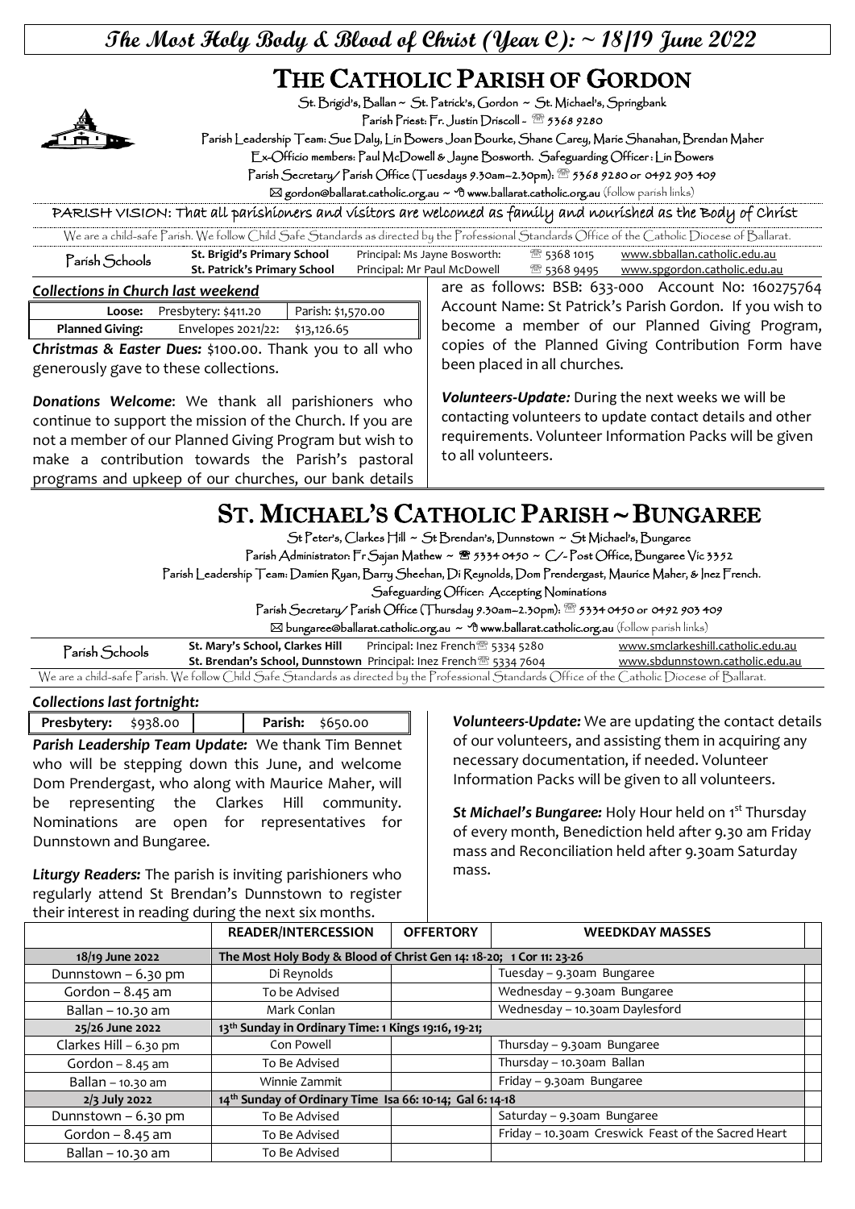# The Most Holy Body & Blood of Christ (Year C): ~ 18/19 June 2022

## THE CATHOLIC PARISH OF GORDON

St. Brigid's, Ballan ~ St. Patrick's, Gordon ~ St. Michael's, Springbank

Parish Priest: Fr. Justin Driscoll - ☎ 5368 9280

Parish Leadership Team: Sue Daly, Lin Bowers Joan Bourke, Shane Carey, Marie Shanahan, Brendan Maher

Ex-Officio members: Paul McDowell & Jayne Bosworth. Safeguarding Officer : Lin Bowers

Parish Secretary/ Parish Office (Tuesdays 9.30am–2.30pm): ☎ 5368 9280 or 0492 903 409

✉ gordon@ballarat.catholic.org.au ~ www.ballarat.catholic.org.au (follow parish links)

PARISH VISION: That all parishioners and visitors are welcomed as family and nourished as the Body of Christ

We are a child-safe Parish. We follow Child Safe Standards as directed by the Professional Standards Office of the Catholic Diocese of Ballarat.

| Parish Schools | | | | |
|---|---|---|---|---|
| | **St. Brigid's Primary School** | Principal: Ms Jayne Bosworth: | ☎ 5368 1015 | www.sbballan.catholic.edu.au |
| | **St. Patrick's Primary School** | Principal: Mr Paul McDowell | ☎ 5368 9495 | www.spgordon.catholic.edu.au |

### *Collections in Church last weekend*

| | | |
|---|---|---|
| **Loose:** | Presbytery: $411.20 | Parish: $1,570.00 |
| **Planned Giving:** | Envelopes 2021/22: | $13,126.65 |

***Christmas & Easter Dues:*** $100.00. Thank you to all who generously gave to these collections.

***Donations Welcome***: We thank all parishioners who continue to support the mission of the Church. If you are not a member of our Planned Giving Program but wish to make a contribution towards the Parish's pastoral programs and upkeep of our churches, our bank details are as follows: BSB: 633-000 Account No: 160275764 Account Name: St Patrick's Parish Gordon. If you wish to become a member of our Planned Giving Program, copies of the Planned Giving Contribution Form have been placed in all churches.

***Volunteers-Update:*** During the next weeks we will be contacting volunteers to update contact details and other requirements. Volunteer Information Packs will be given to all volunteers.

## ST. MICHAEL'S CATHOLIC PARISH ~ BUNGAREE

St Peter's, Clarkes Hill ~ St Brendan's, Dunnstown ~ St Michael's, Bungaree

Parish Administrator: Fr Sajan Mathew ~ ☎ 5334 0450 ~ C/- Post Office, Bungaree Vic 3352

Parish Leadership Team: Damien Ryan, Barry Sheehan, Di Reynolds, Dom Prendergast, Maurice Maher, & Inez French.

Safeguarding Officer: Accepting Nominations

Parish Secretary/ Parish Office (Thursday 9.30am–2.30pm): ☎ 5334 0450 or 0492 903 409

✉ bungaree@ballarat.catholic.org.au ~ www.ballarat.catholic.org.au (follow parish links)

| Parish Schools | | | |
|---|---|---|---|
| | **St. Mary's School, Clarkes Hill** | Principal: Inez French ☎ 5334 5280 | www.smclarkeshill.catholic.edu.au |
| | **St. Brendan's School, Dunnstown** | Principal: Inez French ☎ 5334 7604 | www.sbdunnstown.catholic.edu.au |

We are a child-safe Parish. We follow Child Safe Standards as directed by the Professional Standards Office of the Catholic Diocese of Ballarat.

### *Collections last fortnight:*

| | | |
|---|---|---|
| **Presbytery:** $938.00 | | **Parish:** $650.00 |

***Parish Leadership Team Update:*** We thank Tim Bennet who will be stepping down this June, and welcome Dom Prendergast, who along with Maurice Maher, will be representing the Clarkes Hill community. Nominations are open for representatives for Dunnstown and Bungaree.

***Liturgy Readers:*** The parish is inviting parishioners who regularly attend St Brendan's Dunnstown to register their interest in reading during the next six months.

***Volunteers-Update:*** We are updating the contact details of our volunteers, and assisting them in acquiring any necessary documentation, if needed. Volunteer Information Packs will be given to all volunteers.

***St Michael's Bungaree:*** Holy Hour held on 1st Thursday of every month, Benediction held after 9.30 am Friday mass and Reconciliation held after 9.30am Saturday mass.

| | READER/INTERCESSION | OFFERTORY | WEEDKDAY MASSES |
|---|---|---|---|
| **18/19 June 2022** | **The Most Holy Body & Blood of Christ Gen 14: 18-20; 1 Cor 11: 23-26** | | |
| Dunnstown – 6.30 pm | Di Reynolds | | Tuesday – 9.30am Bungaree |
| Gordon – 8.45 am | To be Advised | | Wednesday – 9.30am Bungaree |
| Ballan – 10.30 am | Mark Conlan | | Wednesday – 10.30am Daylesford |
| **25/26 June 2022** | **13th Sunday in Ordinary Time: 1 Kings 19:16, 19-21;** | | |
| Clarkes Hill – 6.30 pm | Con Powell | | Thursday – 9.30am Bungaree |
| Gordon – 8.45 am | To Be Advised | | Thursday – 10.30am Ballan |
| Ballan – 10.30 am | Winnie Zammit | | Friday – 9.30am Bungaree |
| **2/3 July 2022** | **14th Sunday of Ordinary Time Isa 66: 10-14; Gal 6: 14-18** | | |
| Dunnstown – 6.30 pm | To Be Advised | | Saturday – 9.30am Bungaree |
| Gordon – 8.45 am | To Be Advised | | Friday – 10.30am Creswick Feast of the Sacred Heart |
| Ballan – 10.30 am | To Be Advised | | |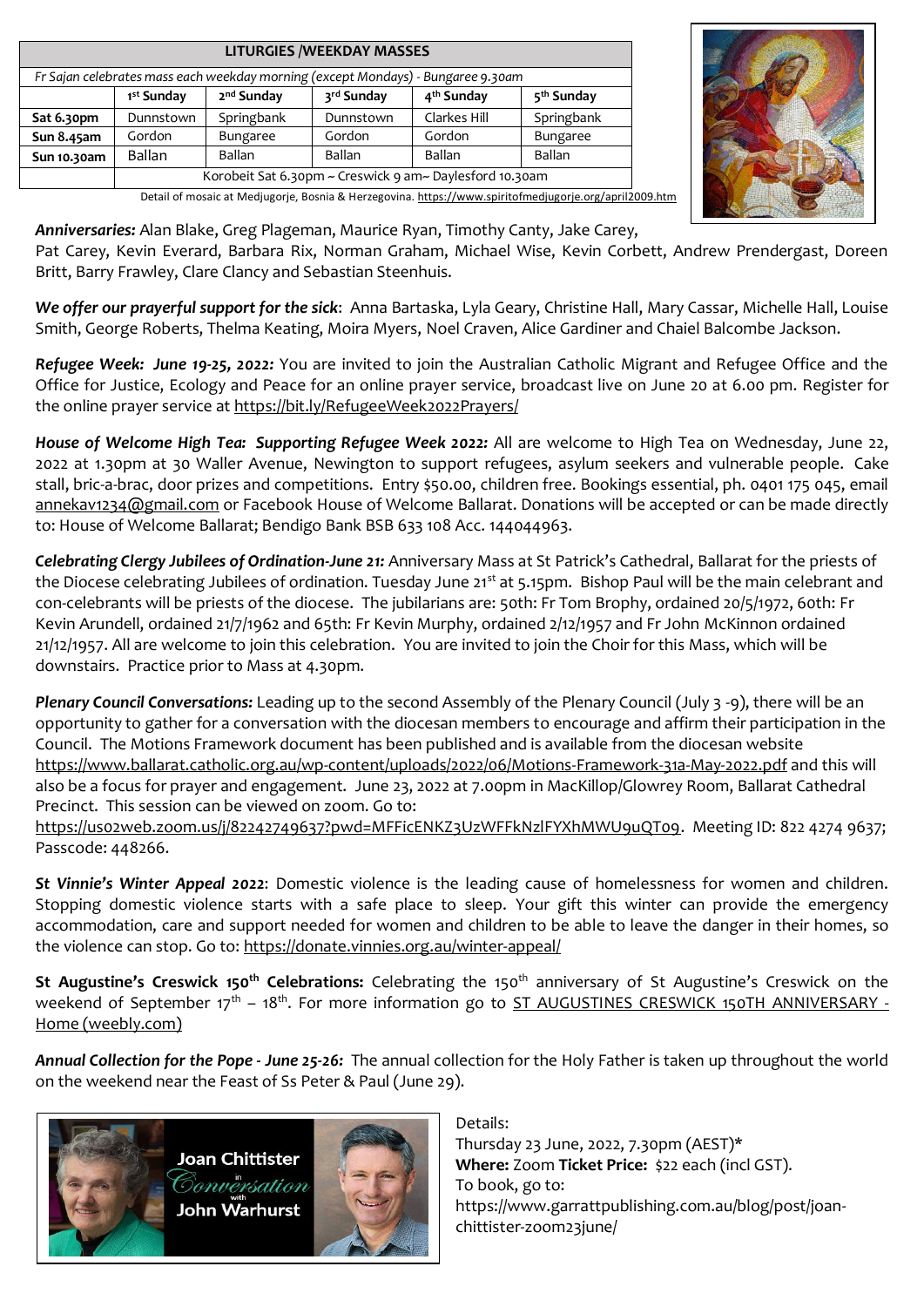| LITURGIES /WEEKDAY MASSES | | | | | |
|---|---|---|---|---|---|
| *Fr Sajan celebrates mass each weekday morning (except Mondays) - Bungaree 9.30am* | | | | | |
| | 1st Sunday | 2nd Sunday | 3rd Sunday | 4th Sunday | 5th Sunday |
| **Sat 6.30pm** | Dunnstown | Springbank | Dunnstown | Clarkes Hill | Springbank |
| **Sun 8.45am** | Gordon | Bungaree | Gordon | Gordon | Bungaree |
| **Sun 10.30am** | Ballan | Ballan | Ballan | Ballan | Ballan |
| | Korobeit Sat 6.30pm ~ Creswick 9 am~ Daylesford 10.30am | | | | |

Detail of mosaic at Medjugorje, Bosnia & Herzegovina. https://www.spiritofmedjugorje.org/april2009.htm

***Anniversaries:*** Alan Blake, Greg Plageman, Maurice Ryan, Timothy Canty, Jake Carey, Pat Carey, Kevin Everard, Barbara Rix, Norman Graham, Michael Wise, Kevin Corbett, Andrew Prendergast, Doreen Britt, Barry Frawley, Clare Clancy and Sebastian Steenhuis.

***We offer our prayerful support for the sick***: Anna Bartaska, Lyla Geary, Christine Hall, Mary Cassar, Michelle Hall, Louise Smith, George Roberts, Thelma Keating, Moira Myers, Noel Craven, Alice Gardiner and Chaiel Balcombe Jackson.

***Refugee Week: June 19-25, 2022:*** You are invited to join the Australian Catholic Migrant and Refugee Office and the Office for Justice, Ecology and Peace for an online prayer service, broadcast live on June 20 at 6.00 pm. Register for the online prayer service at https://bit.ly/RefugeeWeek2022Prayers/

***House of Welcome High Tea: Supporting Refugee Week 2022:*** All are welcome to High Tea on Wednesday, June 22, 2022 at 1.30pm at 30 Waller Avenue, Newington to support refugees, asylum seekers and vulnerable people. Cake stall, bric-a-brac, door prizes and competitions. Entry $50.00, children free. Bookings essential, ph. 0401 175 045, email annekav1234@gmail.com or Facebook House of Welcome Ballarat. Donations will be accepted or can be made directly to: House of Welcome Ballarat; Bendigo Bank BSB 633 108 Acc. 144044963.

***Celebrating Clergy Jubilees of Ordination-June 21:*** Anniversary Mass at St Patrick's Cathedral, Ballarat for the priests of the Diocese celebrating Jubilees of ordination. Tuesday June 21st at 5.15pm. Bishop Paul will be the main celebrant and con-celebrants will be priests of the diocese. The jubilarians are: 50th: Fr Tom Brophy, ordained 20/5/1972, 60th: Fr Kevin Arundell, ordained 21/7/1962 and 65th: Fr Kevin Murphy, ordained 2/12/1957 and Fr John McKinnon ordained 21/12/1957. All are welcome to join this celebration. You are invited to join the Choir for this Mass, which will be downstairs. Practice prior to Mass at 4.30pm.

***Plenary Council Conversations:*** Leading up to the second Assembly of the Plenary Council (July 3 -9), there will be an opportunity to gather for a conversation with the diocesan members to encourage and affirm their participation in the Council. The Motions Framework document has been published and is available from the diocesan website https://www.ballarat.catholic.org.au/wp-content/uploads/2022/06/Motions-Framework-31a-May-2022.pdf and this will also be a focus for prayer and engagement. June 23, 2022 at 7.00pm in MacKillop/Glowrey Room, Ballarat Cathedral Precinct. This session can be viewed on zoom. Go to: https://us02web.zoom.us/j/82242749637?pwd=MFFicENKZ3UzWFFkNzlFYXhMWU9uQT09. Meeting ID: 822 4274 9637; Passcode: 448266.

***St Vinnie's Winter Appeal 2022***: Domestic violence is the leading cause of homelessness for women and children. Stopping domestic violence starts with a safe place to sleep. Your gift this winter can provide the emergency accommodation, care and support needed for women and children to be able to leave the danger in their homes, so the violence can stop. Go to: https://donate.vinnies.org.au/winter-appeal/

**St Augustine's Creswick 150th Celebrations:** Celebrating the 150th anniversary of St Augustine's Creswick on the weekend of September 17th – 18th. For more information go to ST AUGUSTINES CRESWICK 150TH ANNIVERSARY - Home (weebly.com)

***Annual Collection for the Pope - June 25-26:*** The annual collection for the Holy Father is taken up throughout the world on the weekend near the Feast of Ss Peter & Paul (June 29).

Joan Chittister in Conversation with John Warhurst

Details:
Thursday 23 June, 2022, 7.30pm (AEST)*
**Where:** Zoom **Ticket Price:** $22 each (incl GST).
To book, go to:
https://www.garrattpublishing.com.au/blog/post/joan-chittister-zoom23june/